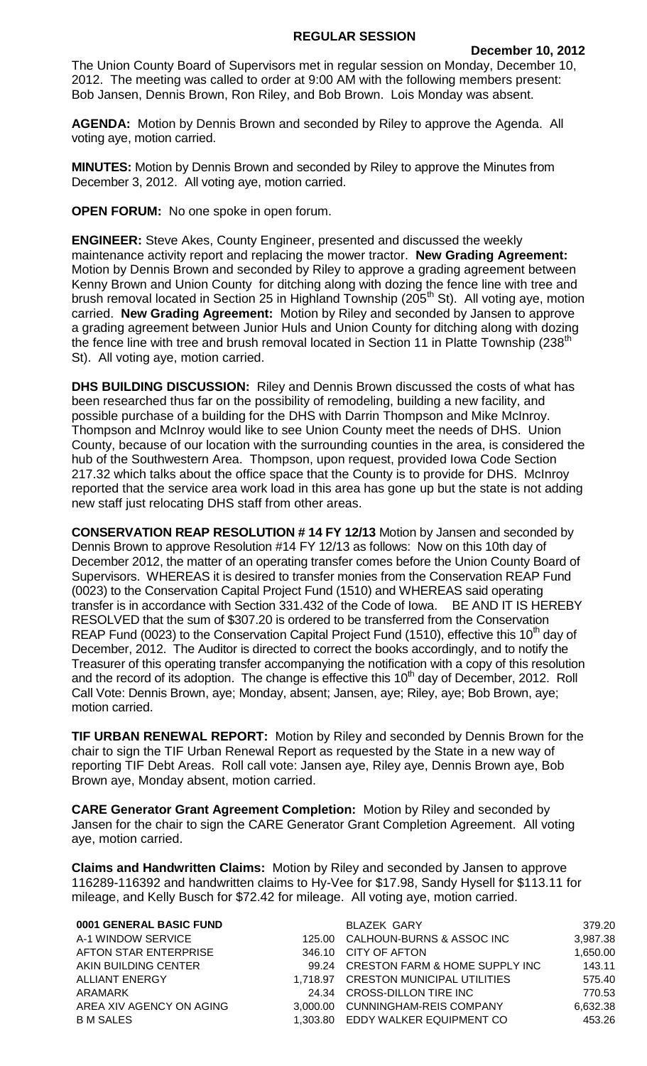# REGULAR SESSION

**December 10, 2012**

The Union County Board of Supervisors met in regular session on Monday, December 10, 2012. The meeting was called to order at 9:00 AM with the following members present: Bob Jansen, Dennis Brown, Ron Riley, and Bob Brown. Lois Monday was absent.

**AGENDA:** Motion by Dennis Brown and seconded by Riley to approve the Agenda. All voting aye, motion carried.

**MINUTES:** Motion by Dennis Brown and seconded by Riley to approve the Minutes from December 3, 2012. All voting aye, motion carried.

**OPEN FORUM:** No one spoke in open forum.

**ENGINEER:** Steve Akes, County Engineer, presented and discussed the weekly maintenance activity report and replacing the mower tractor. **New Grading Agreement:** Motion by Dennis Brown and seconded by Riley to approve a grading agreement between Kenny Brown and Union County for ditching along with dozing the fence line with tree and brush removal located in Section 25 in Highland Township (205th St). All voting aye, motion carried. **New Grading Agreement:** Motion by Riley and seconded by Jansen to approve a grading agreement between Junior Huls and Union County for ditching along with dozing the fence line with tree and brush removal located in Section 11 in Platte Township (238th St). All voting aye, motion carried.

**DHS BUILDING DISCUSSION:** Riley and Dennis Brown discussed the costs of what has been researched thus far on the possibility of remodeling, building a new facility, and possible purchase of a building for the DHS with Darrin Thompson and Mike McInroy. Thompson and McInroy would like to see Union County meet the needs of DHS. Union County, because of our location with the surrounding counties in the area, is considered the hub of the Southwestern Area. Thompson, upon request, provided Iowa Code Section 217.32 which talks about the office space that the County is to provide for DHS. McInroy reported that the service area work load in this area has gone up but the state is not adding new staff just relocating DHS staff from other areas.

**CONSERVATION REAP RESOLUTION # 14 FY 12/13** Motion by Jansen and seconded by Dennis Brown to approve Resolution #14 FY 12/13 as follows: Now on this 10th day of December 2012, the matter of an operating transfer comes before the Union County Board of Supervisors. WHEREAS it is desired to transfer monies from the Conservation REAP Fund (0023) to the Conservation Capital Project Fund (1510) and WHEREAS said operating transfer is in accordance with Section 331.432 of the Code of Iowa. BE AND IT IS HEREBY RESOLVED that the sum of $307.20 is ordered to be transferred from the Conservation REAP Fund (0023) to the Conservation Capital Project Fund (1510), effective this 10th day of December, 2012. The Auditor is directed to correct the books accordingly, and to notify the Treasurer of this operating transfer accompanying the notification with a copy of this resolution and the record of its adoption. The change is effective this 10th day of December, 2012. Roll Call Vote: Dennis Brown, aye; Monday, absent; Jansen, aye; Riley, aye; Bob Brown, aye; motion carried.

**TIF URBAN RENEWAL REPORT:** Motion by Riley and seconded by Dennis Brown for the chair to sign the TIF Urban Renewal Report as requested by the State in a new way of reporting TIF Debt Areas. Roll call vote: Jansen aye, Riley aye, Dennis Brown aye, Bob Brown aye, Monday absent, motion carried.

**CARE Generator Grant Agreement Completion:** Motion by Riley and seconded by Jansen for the chair to sign the CARE Generator Grant Completion Agreement. All voting aye, motion carried.

**Claims and Handwritten Claims:** Motion by Riley and seconded by Jansen to approve 116289-116392 and handwritten claims to Hy-Vee for $17.98, Sandy Hysell for $113.11 for mileage, and Kelly Busch for $72.42 for mileage. All voting aye, motion carried.

| **0001 GENERAL BASIC FUND** | | | |
|---|---|---|---|
| A-1 WINDOW SERVICE | 125.00 | BLAZEK GARY | 379.20 |
| AFTON STAR ENTERPRISE | 346.10 | CALHOUN-BURNS & ASSOC INC | 3,987.38 |
| AKIN BUILDING CENTER | 99.24 | CITY OF AFTON | 1,650.00 |
| ALLIANT ENERGY | 1,718.97 | CRESTON FARM & HOME SUPPLY INC | 143.11 |
| ARAMARK | 24.34 | CRESTON MUNICIPAL UTILITIES | 575.40 |
| AREA XIV AGENCY ON AGING | 3,000.00 | CROSS-DILLON TIRE INC | 770.53 |
| B M SALES | 1,303.80 | CUNNINGHAM-REIS COMPANY | 6,632.38 |
| | | EDDY WALKER EQUIPMENT CO | 453.26 |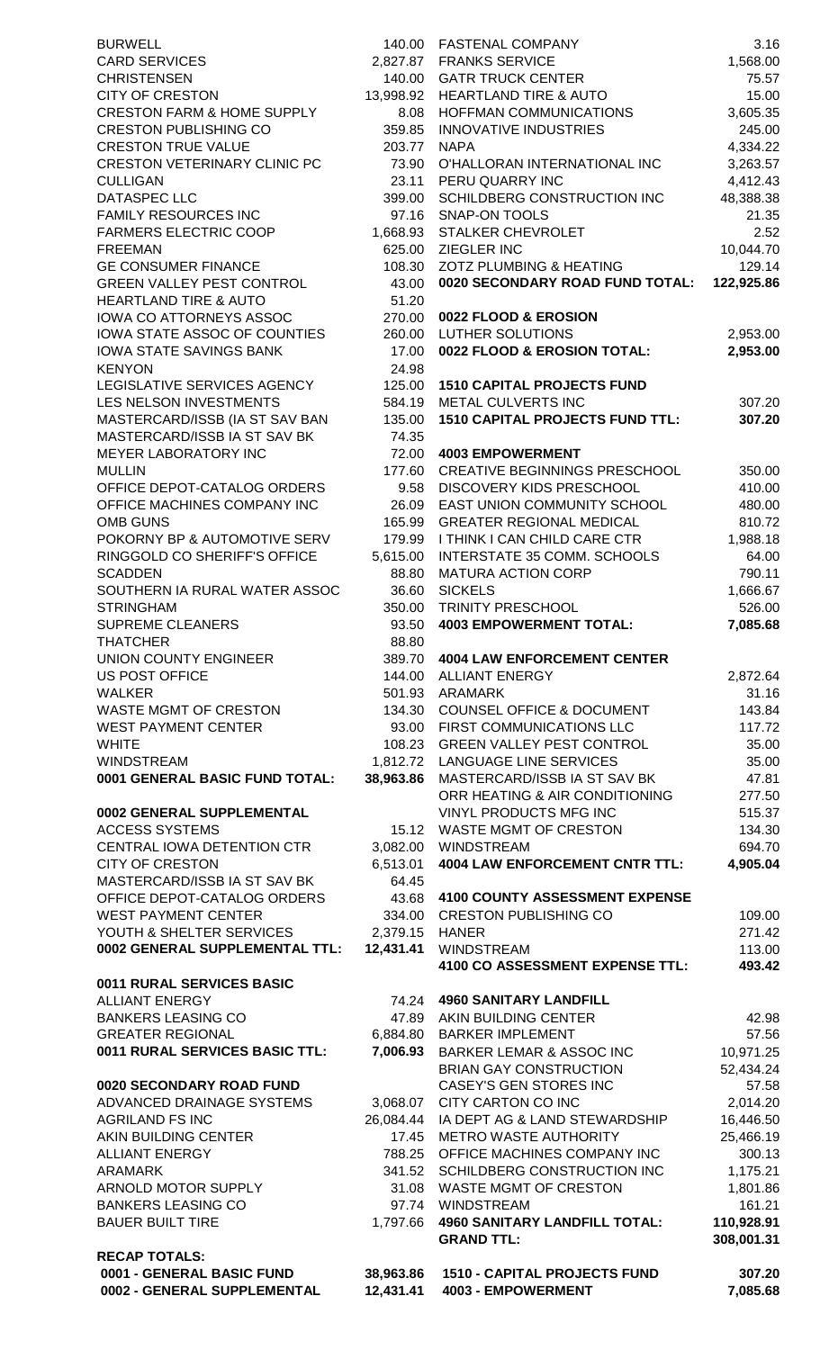| Vendor | Amount |
|---|---|
| BURWELL | 140.00 |
| CARD SERVICES | 2,827.87 |
| CHRISTENSEN | 140.00 |
| CITY OF CRESTON | 13,998.92 |
| CRESTON FARM & HOME SUPPLY | 8.08 |
| CRESTON PUBLISHING CO | 359.85 |
| CRESTON TRUE VALUE | 203.77 |
| CRESTON VETERINARY CLINIC PC | 73.90 |
| CULLIGAN | 23.11 |
| DATASPEC LLC | 399.00 |
| FAMILY RESOURCES INC | 97.16 |
| FARMERS ELECTRIC COOP | 1,668.93 |
| FREEMAN | 625.00 |
| GE CONSUMER FINANCE | 108.30 |
| GREEN VALLEY PEST CONTROL | 43.00 |
| HEARTLAND TIRE & AUTO | 51.20 |
| IOWA CO ATTORNEYS ASSOC | 270.00 |
| IOWA STATE ASSOC OF COUNTIES | 260.00 |
| IOWA STATE SAVINGS BANK | 17.00 |
| KENYON | 24.98 |
| LEGISLATIVE SERVICES AGENCY | 125.00 |
| LES NELSON INVESTMENTS | 584.19 |
| MASTERCARD/ISSB (IA ST SAV BAN | 135.00 |
| MASTERCARD/ISSB IA ST SAV BK | 74.35 |
| MEYER LABORATORY INC | 72.00 |
| MULLIN | 177.60 |
| OFFICE DEPOT-CATALOG ORDERS | 9.58 |
| OFFICE MACHINES COMPANY INC | 26.09 |
| OMB GUNS | 165.99 |
| POKORNY BP & AUTOMOTIVE SERV | 179.99 |
| RINGGOLD CO SHERIFF'S OFFICE | 5,615.00 |
| SCADDEN | 88.80 |
| SOUTHERN IA RURAL WATER ASSOC | 36.60 |
| STRINGHAM | 350.00 |
| SUPREME CLEANERS | 93.50 |
| THATCHER | 88.80 |
| UNION COUNTY ENGINEER | 389.70 |
| US POST OFFICE | 144.00 |
| WALKER | 501.93 |
| WASTE MGMT OF CRESTON | 134.30 |
| WEST PAYMENT CENTER | 93.00 |
| WHITE | 108.23 |
| WINDSTREAM | 1,812.72 |
| **0001 GENERAL BASIC FUND TOTAL:** | **38,963.86** |

**0002 GENERAL SUPPLEMENTAL**

| Vendor | Amount |
|---|---|
| ACCESS SYSTEMS | 15.12 |
| CENTRAL IOWA DETENTION CTR | 3,082.00 |
| CITY OF CRESTON | 6,513.01 |
| MASTERCARD/ISSB IA ST SAV BK | 64.45 |
| OFFICE DEPOT-CATALOG ORDERS | 43.68 |
| WEST PAYMENT CENTER | 334.00 |
| YOUTH & SHELTER SERVICES | 2,379.15 |
| **0002 GENERAL SUPPLEMENTAL TTL:** | **12,431.41** |

**0011 RURAL SERVICES BASIC**

| Vendor | Amount |
|---|---|
| ALLIANT ENERGY | 74.24 |
| BANKERS LEASING CO | 47.89 |
| GREATER REGIONAL | 6,884.80 |
| **0011 RURAL SERVICES BASIC TTL:** | **7,006.93** |

**0020 SECONDARY ROAD FUND**

| Vendor | Amount |
|---|---|
| ADVANCED DRAINAGE SYSTEMS | 3,068.07 |
| AGRILAND FS INC | 26,084.44 |
| AKIN BUILDING CENTER | 17.45 |
| ALLIANT ENERGY | 788.25 |
| ARAMARK | 341.52 |
| ARNOLD MOTOR SUPPLY | 31.08 |
| BANKERS LEASING CO | 97.74 |
| BAUER BUILT TIRE | 1,797.66 |
| FASTENAL COMPANY | 3.16 |
| FRANKS SERVICE | 1,568.00 |
| GATR TRUCK CENTER | 75.57 |
| HEARTLAND TIRE & AUTO | 15.00 |
| HOFFMAN COMMUNICATIONS | 3,605.35 |
| INNOVATIVE INDUSTRIES | 245.00 |
| NAPA | 4,334.22 |
| O'HALLORAN INTERNATIONAL INC | 3,263.57 |
| PERU QUARRY INC | 4,412.43 |
| SCHILDBERG CONSTRUCTION INC | 48,388.38 |
| SNAP-ON TOOLS | 21.35 |
| STALKER CHEVROLET | 2.52 |
| ZIEGLER INC | 10,044.70 |
| ZOTZ PLUMBING & HEATING | 129.14 |
| **0020 SECONDARY ROAD FUND TOTAL:** | **122,925.86** |

**0022 FLOOD & EROSION**

| Vendor | Amount |
|---|---|
| LUTHER SOLUTIONS | 2,953.00 |
| **0022 FLOOD & EROSION TOTAL:** | **2,953.00** |

**1510 CAPITAL PROJECTS FUND**

| Vendor | Amount |
|---|---|
| METAL CULVERTS INC | 307.20 |
| **1510 CAPITAL PROJECTS FUND TTL:** | **307.20** |

**4003 EMPOWERMENT**

| Vendor | Amount |
|---|---|
| CREATIVE BEGINNINGS PRESCHOOL | 350.00 |
| DISCOVERY KIDS PRESCHOOL | 410.00 |
| EAST UNION COMMUNITY SCHOOL | 480.00 |
| GREATER REGIONAL MEDICAL | 810.72 |
| I THINK I CAN CHILD CARE CTR | 1,988.18 |
| INTERSTATE 35 COMM. SCHOOLS | 64.00 |
| MATURA ACTION CORP | 790.11 |
| SICKELS | 1,666.67 |
| TRINITY PRESCHOOL | 526.00 |
| **4003 EMPOWERMENT TOTAL:** | **7,085.68** |

**4004 LAW ENFORCEMENT CENTER**

| Vendor | Amount |
|---|---|
| ALLIANT ENERGY | 2,872.64 |
| ARAMARK | 31.16 |
| COUNSEL OFFICE & DOCUMENT | 143.84 |
| FIRST COMMUNICATIONS LLC | 117.72 |
| GREEN VALLEY PEST CONTROL | 35.00 |
| LANGUAGE LINE SERVICES | 35.00 |
| MASTERCARD/ISSB IA ST SAV BK | 47.81 |
| ORR HEATING & AIR CONDITIONING | 277.50 |
| VINYL PRODUCTS MFG INC | 515.37 |
| WASTE MGMT OF CRESTON | 134.30 |
| WINDSTREAM | 694.70 |
| **4004 LAW ENFORCEMENT CNTR TTL:** | **4,905.04** |

**4100 COUNTY ASSESSMENT EXPENSE**

| Vendor | Amount |
|---|---|
| CRESTON PUBLISHING CO | 109.00 |
| HANER | 271.42 |
| WINDSTREAM | 113.00 |
| **4100 CO ASSESSMENT EXPENSE TTL:** | **493.42** |

**4960 SANITARY LANDFILL**

| Vendor | Amount |
|---|---|
| AKIN BUILDING CENTER | 42.98 |
| BARKER IMPLEMENT | 57.56 |
| BARKER LEMAR & ASSOC INC | 10,971.25 |
| BRIAN GAY CONSTRUCTION | 52,434.24 |
| CASEY'S GEN STORES INC | 57.58 |
| CITY CARTON CO INC | 2,014.20 |
| IA DEPT AG & LAND STEWARDSHIP | 16,446.50 |
| METRO WASTE AUTHORITY | 25,466.19 |
| OFFICE MACHINES COMPANY INC | 300.13 |
| SCHILDBERG CONSTRUCTION INC | 1,175.21 |
| WASTE MGMT OF CRESTON | 1,801.86 |
| WINDSTREAM | 161.21 |
| **4960 SANITARY LANDFILL TOTAL:** | **110,928.91** |
| **GRAND TTL:** | **308,001.31** |

**RECAP TOTALS:**

| Fund | Amount |
|---|---|
| **0001 - GENERAL BASIC FUND** | **38,963.86** |
| **0002 - GENERAL SUPPLEMENTAL** | **12,431.41** |
| **1510 - CAPITAL PROJECTS FUND** | **307.20** |
| **4003 - EMPOWERMENT** | **7,085.68** |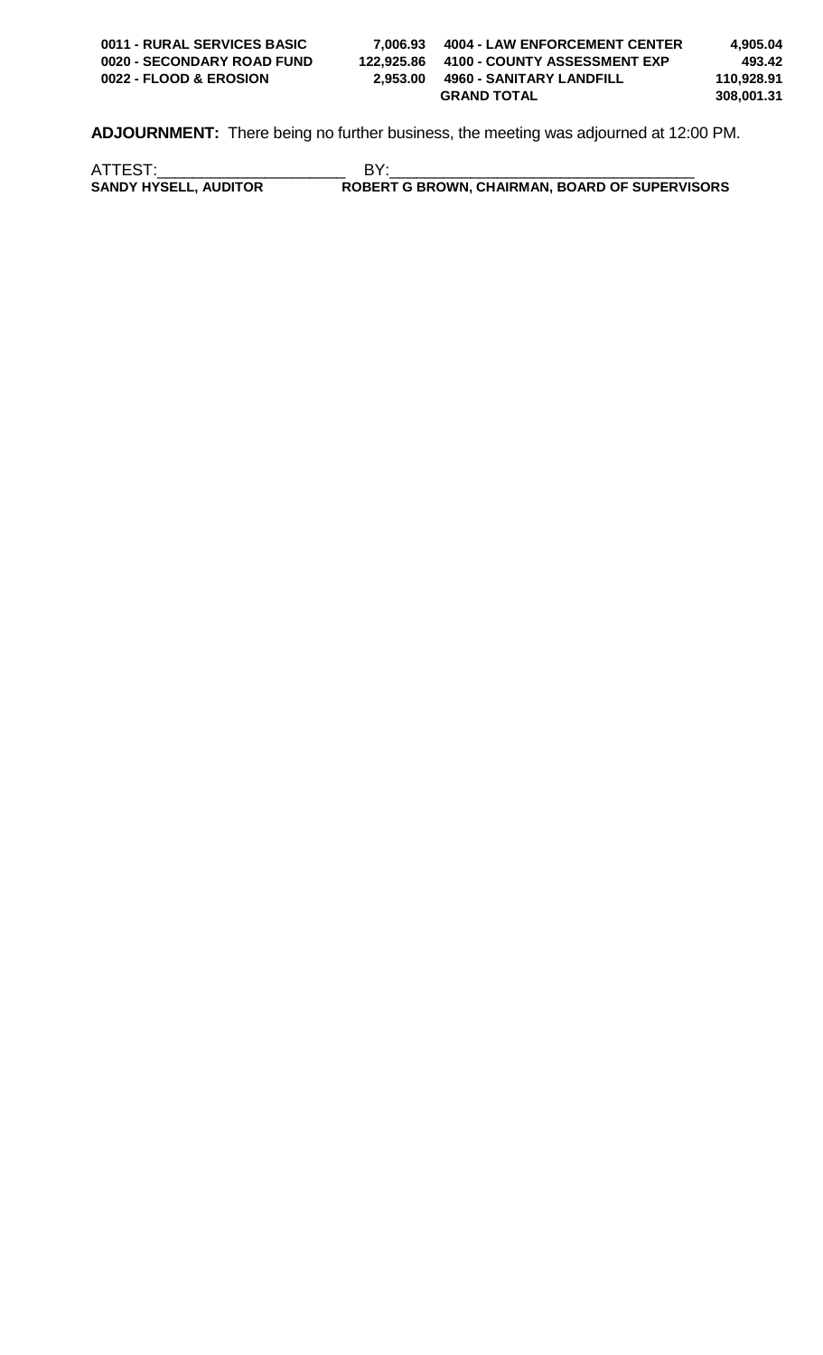| | | | |
|---|---|---|---|
| **0011 - RURAL SERVICES BASIC** | **7,006.93** | **4004 - LAW ENFORCEMENT CENTER** | **4,905.04** |
| **0020 - SECONDARY ROAD FUND** | **122,925.86** | **4100 - COUNTY ASSESSMENT EXP** | **493.42** |
| **0022 - FLOOD & EROSION** | **2,953.00** | **4960 - SANITARY LANDFILL** | **110,928.91** |
| | | **GRAND TOTAL** | **308,001.31** |

**ADJOURNMENT:** There being no further business, the meeting was adjourned at 12:00 PM.

ATTEST:_____________________ BY:___________________________________

**SANDY HYSELL, AUDITOR** **ROBERT G BROWN, CHAIRMAN, BOARD OF SUPERVISORS**